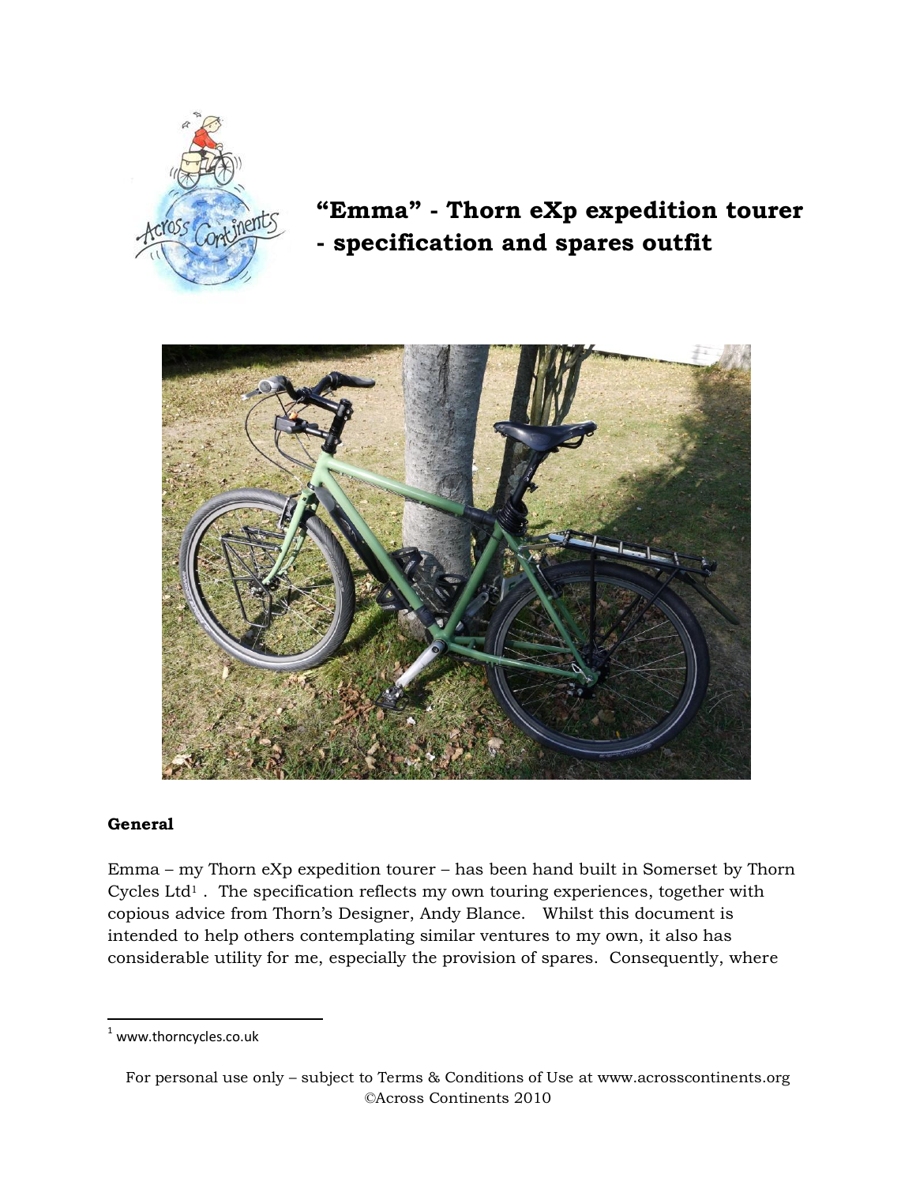# "Emma" - Thorn eXp expedition tourer - specification and spares outfit

## General

Emma – my Thorn eXp expedition tourer – has been hand built in Somerset by Thorn Cycles Ltd[1] . The specification reflects my own touring experiences, together with copious advice from Thorn's Designer, Andy Blance. Whilst this document is intended to help others contemplating similar ventures to my own, it also has considerable utility for me, especially the provision of spares. Consequently, where

[1] www.thorncycles.co.uk

For personal use only – subject to Terms & Conditions of Use at www.acrosscontinents.org ©Across Continents 2010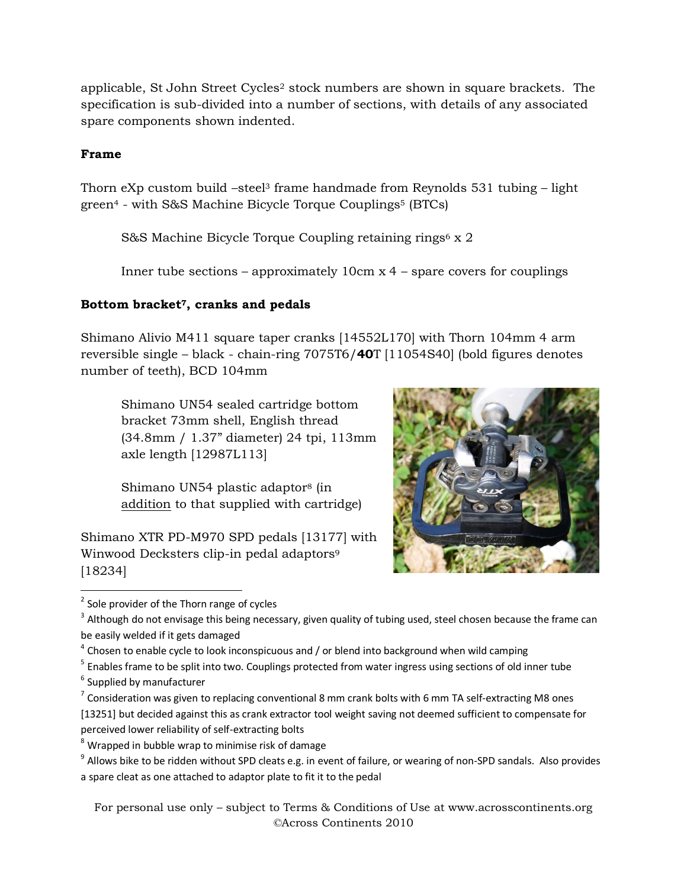applicable, St John Street Cycles[2] stock numbers are shown in square brackets. The specification is sub-divided into a number of sections, with details of any associated spare components shown indented.

**Frame**

Thorn eXp custom build –steel[3] frame handmade from Reynolds 531 tubing – light green[4] - with S&S Machine Bicycle Torque Couplings[5] (BTCs)

> S&S Machine Bicycle Torque Coupling retaining rings[6] x 2
>
> Inner tube sections – approximately 10cm x 4 – spare covers for couplings

**Bottom bracket[7], cranks and pedals**

Shimano Alivio M411 square taper cranks [14552L170] with Thorn 104mm 4 arm reversible single – black - chain-ring 7075T6/**40**T [11054S40] (bold figures denotes number of teeth), BCD 104mm

> Shimano UN54 sealed cartridge bottom bracket 73mm shell, English thread (34.8mm / 1.37" diameter) 24 tpi, 113mm axle length [12987L113]
>
> Shimano UN54 plastic adaptor[8] (in addition to that supplied with cartridge)

Shimano XTR PD-M970 SPD pedals [13177] with Winwood Decksters clip-in pedal adaptors[9] [18234]

---

[2] Sole provider of the Thorn range of cycles

[3] Although do not envisage this being necessary, given quality of tubing used, steel chosen because the frame can be easily welded if it gets damaged

[4] Chosen to enable cycle to look inconspicuous and / or blend into background when wild camping

[5] Enables frame to be split into two. Couplings protected from water ingress using sections of old inner tube

[6] Supplied by manufacturer

[7] Consideration was given to replacing conventional 8 mm crank bolts with 6 mm TA self-extracting M8 ones [13251] but decided against this as crank extractor tool weight saving not deemed sufficient to compensate for perceived lower reliability of self-extracting bolts

[8] Wrapped in bubble wrap to minimise risk of damage

[9] Allows bike to be ridden without SPD cleats e.g. in event of failure, or wearing of non-SPD sandals. Also provides a spare cleat as one attached to adaptor plate to fit it to the pedal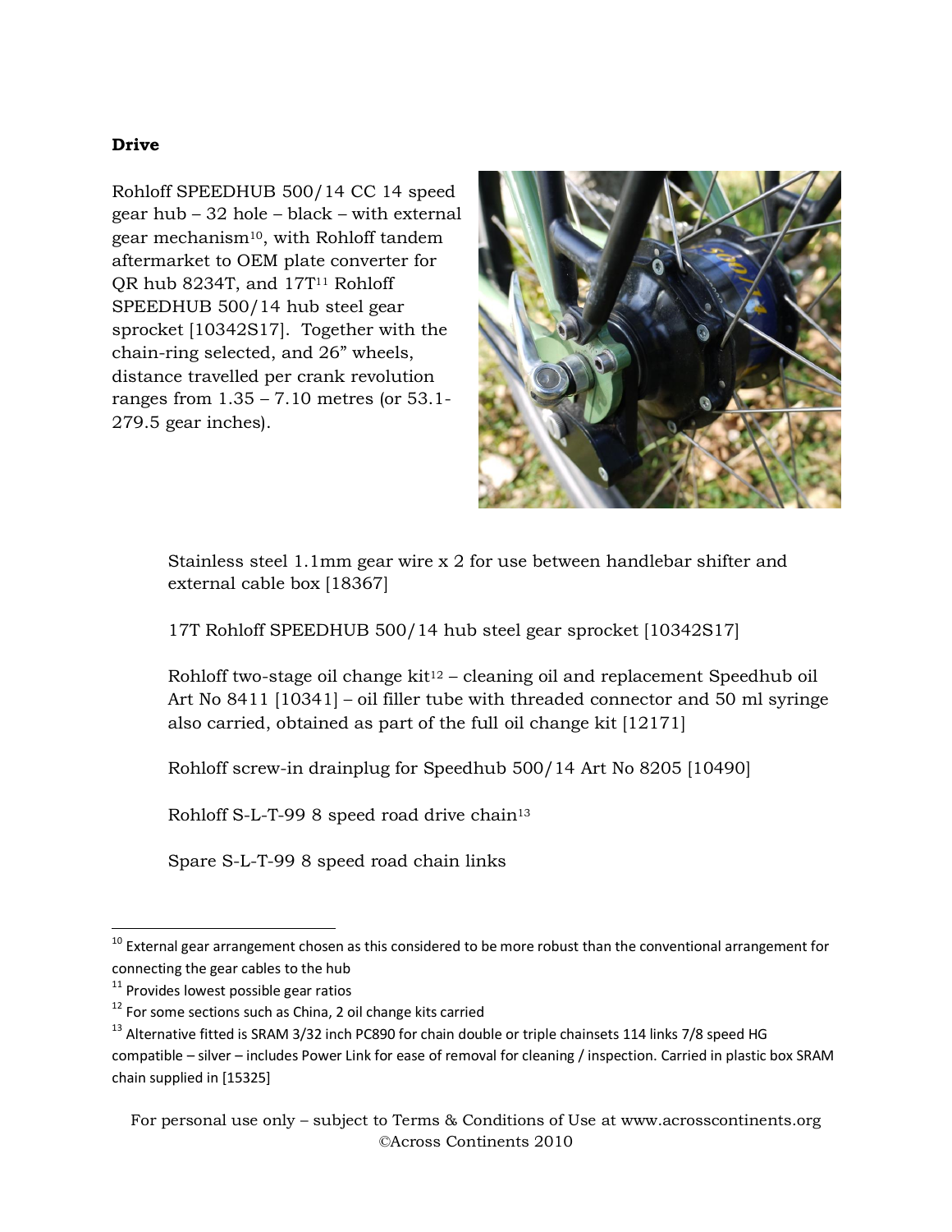**Drive**

Rohloff SPEEDHUB 500/14 CC 14 speed gear hub – 32 hole – black – with external gear mechanism[10], with Rohloff tandem aftermarket to OEM plate converter for QR hub 8234T, and 17T[11] Rohloff SPEEDHUB 500/14 hub steel gear sprocket [10342S17]. Together with the chain-ring selected, and 26" wheels, distance travelled per crank revolution ranges from 1.35 – 7.10 metres (or 53.1-279.5 gear inches).

Stainless steel 1.1mm gear wire x 2 for use between handlebar shifter and external cable box [18367]

17T Rohloff SPEEDHUB 500/14 hub steel gear sprocket [10342S17]

Rohloff two-stage oil change kit[12] – cleaning oil and replacement Speedhub oil Art No 8411 [10341] – oil filler tube with threaded connector and 50 ml syringe also carried, obtained as part of the full oil change kit [12171]

Rohloff screw-in drainplug for Speedhub 500/14 Art No 8205 [10490]

Rohloff S-L-T-99 8 speed road drive chain[13]

Spare S-L-T-99 8 speed road chain links

---

[10] External gear arrangement chosen as this considered to be more robust than the conventional arrangement for connecting the gear cables to the hub

[11] Provides lowest possible gear ratios

[12] For some sections such as China, 2 oil change kits carried

[13] Alternative fitted is SRAM 3/32 inch PC890 for chain double or triple chainsets 114 links 7/8 speed HG compatible – silver – includes Power Link for ease of removal for cleaning / inspection. Carried in plastic box SRAM chain supplied in [15325]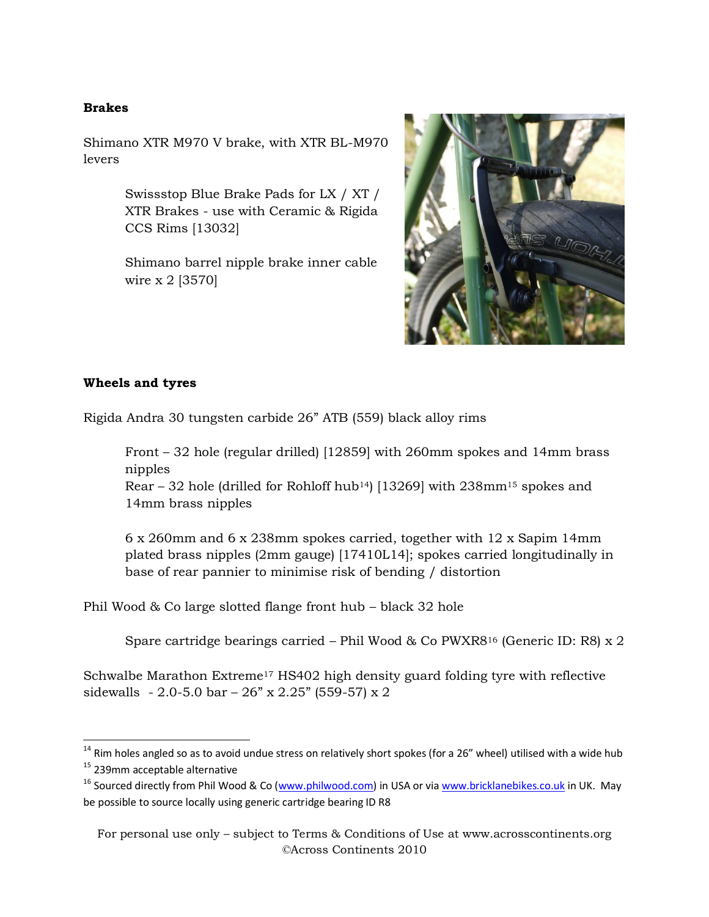**Brakes**

Shimano XTR M970 V brake, with XTR BL-M970 levers

> Swissstop Blue Brake Pads for LX / XT / XTR Brakes - use with Ceramic & Rigida CCS Rims [13032]
>
> Shimano barrel nipple brake inner cable wire x 2 [3570]

**Wheels and tyres**

Rigida Andra 30 tungsten carbide 26" ATB (559) black alloy rims

> Front – 32 hole (regular drilled) [12859] with 260mm spokes and 14mm brass nipples
> Rear – 32 hole (drilled for Rohloff hub[14]) [13269] with 238mm[15] spokes and 14mm brass nipples
>
> 6 x 260mm and 6 x 238mm spokes carried, together with 12 x Sapim 14mm plated brass nipples (2mm gauge) [17410L14]; spokes carried longitudinally in base of rear pannier to minimise risk of bending / distortion

Phil Wood & Co large slotted flange front hub – black 32 hole

> Spare cartridge bearings carried – Phil Wood & Co PWXR8[16] (Generic ID: R8) x 2

Schwalbe Marathon Extreme[17] HS402 high density guard folding tyre with reflective sidewalls - 2.0-5.0 bar – 26" x 2.25" (559-57) x 2

---

[14] Rim holes angled so as to avoid undue stress on relatively short spokes (for a 26" wheel) utilised with a wide hub

[15] 239mm acceptable alternative

[16] Sourced directly from Phil Wood & Co (www.philwood.com) in USA or via www.bricklanebikes.co.uk in UK. May be possible to source locally using generic cartridge bearing ID R8

For personal use only – subject to Terms & Conditions of Use at www.acrosscontinents.org
©Across Continents 2010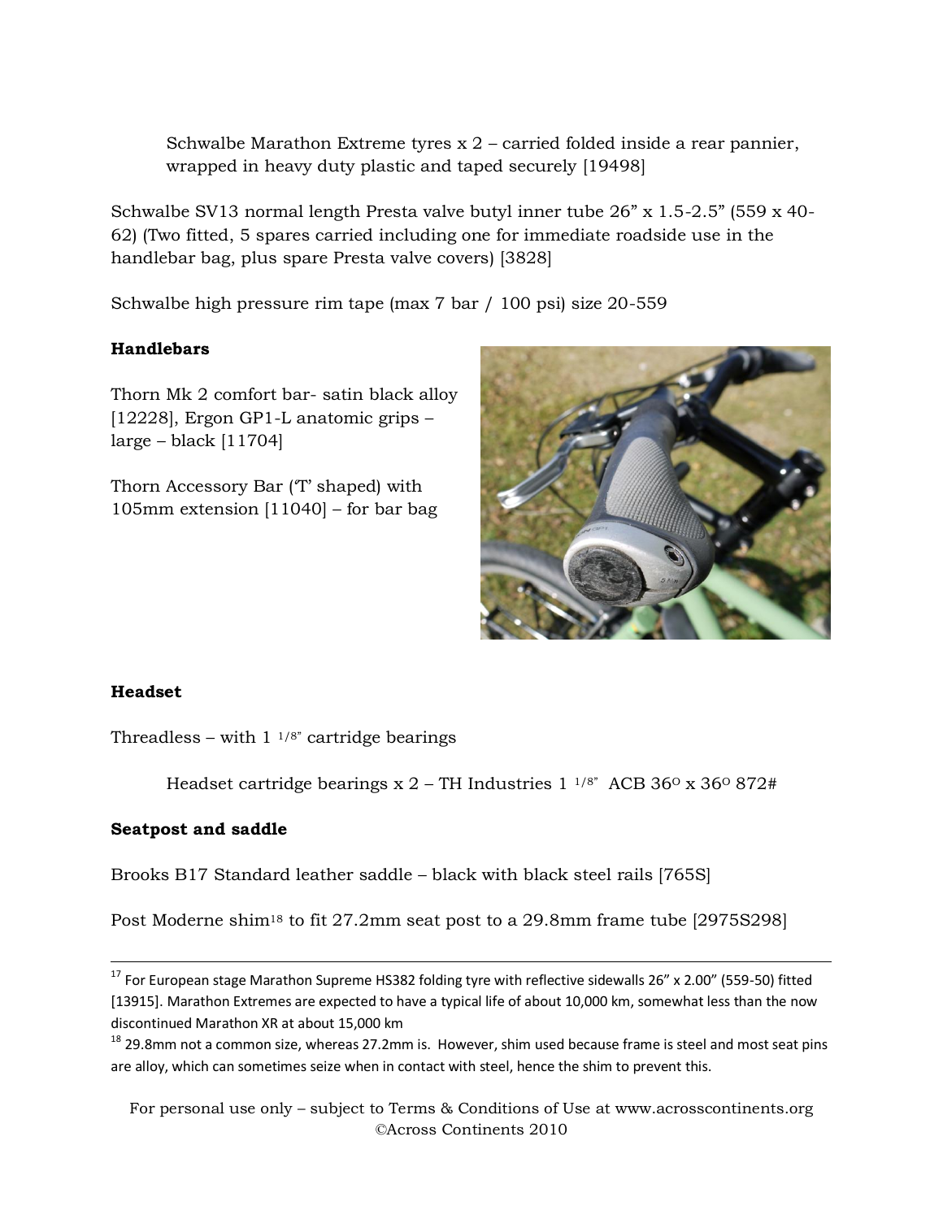Schwalbe Marathon Extreme tyres x 2 – carried folded inside a rear pannier, wrapped in heavy duty plastic and taped securely [19498]

Schwalbe SV13 normal length Presta valve butyl inner tube 26” x 1.5-2.5” (559 x 40-62) (Two fitted, 5 spares carried including one for immediate roadside use in the handlebar bag, plus spare Presta valve covers) [3828]

Schwalbe high pressure rim tape (max 7 bar / 100 psi) size 20-559

**Handlebars**

Thorn Mk 2 comfort bar- satin black alloy [12228], Ergon GP1-L anatomic grips – large – black [11704]

Thorn Accessory Bar (‘T’ shaped) with 105mm extension [11040] – for bar bag

**Headset**

Threadless – with 1 1/8” cartridge bearings

Headset cartridge bearings x 2 – TH Industries 1 1/8” ACB 36° x 36° 872#

**Seatpost and saddle**

Brooks B17 Standard leather saddle – black with black steel rails [765S]

Post Moderne shim[18] to fit 27.2mm seat post to a 29.8mm frame tube [2975S298]

---

[17] For European stage Marathon Supreme HS382 folding tyre with reflective sidewalls 26” x 2.00” (559-50) fitted [13915]. Marathon Extremes are expected to have a typical life of about 10,000 km, somewhat less than the now discontinued Marathon XR at about 15,000 km

[18] 29.8mm not a common size, whereas 27.2mm is. However, shim used because frame is steel and most seat pins are alloy, which can sometimes seize when in contact with steel, hence the shim to prevent this.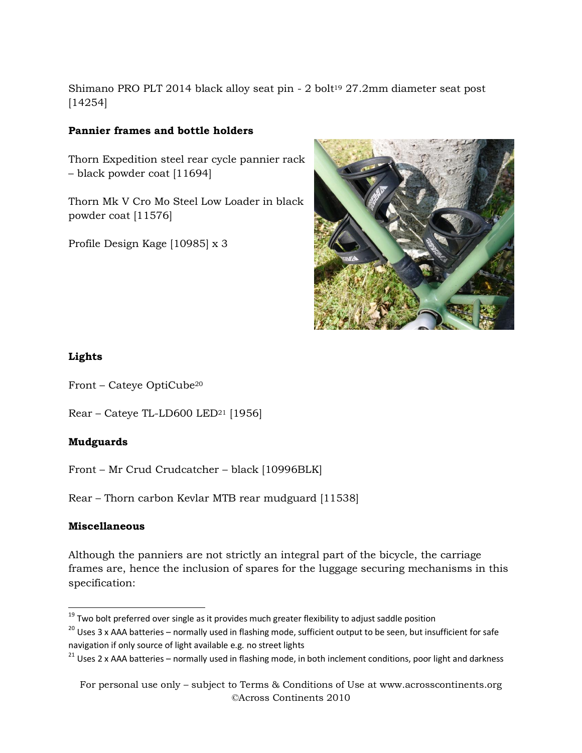Shimano PRO PLT 2014 black alloy seat pin - 2 bolt[19] 27.2mm diameter seat post [14254]

**Pannier frames and bottle holders**

Thorn Expedition steel rear cycle pannier rack – black powder coat [11694]

Thorn Mk V Cro Mo Steel Low Loader in black powder coat [11576]

Profile Design Kage [10985] x 3

**Lights**

Front – Cateye OptiCube[20]

Rear – Cateye TL-LD600 LED[21] [1956]

**Mudguards**

Front – Mr Crud Crudcatcher – black [10996BLK]

Rear – Thorn carbon Kevlar MTB rear mudguard [11538]

**Miscellaneous**

Although the panniers are not strictly an integral part of the bicycle, the carriage frames are, hence the inclusion of spares for the luggage securing mechanisms in this specification:

---

[19] Two bolt preferred over single as it provides much greater flexibility to adjust saddle position

[20] Uses 3 x AAA batteries – normally used in flashing mode, sufficient output to be seen, but insufficient for safe navigation if only source of light available e.g. no street lights

[21] Uses 2 x AAA batteries – normally used in flashing mode, in both inclement conditions, poor light and darkness

For personal use only – subject to Terms & Conditions of Use at www.acrosscontinents.org
©Across Continents 2010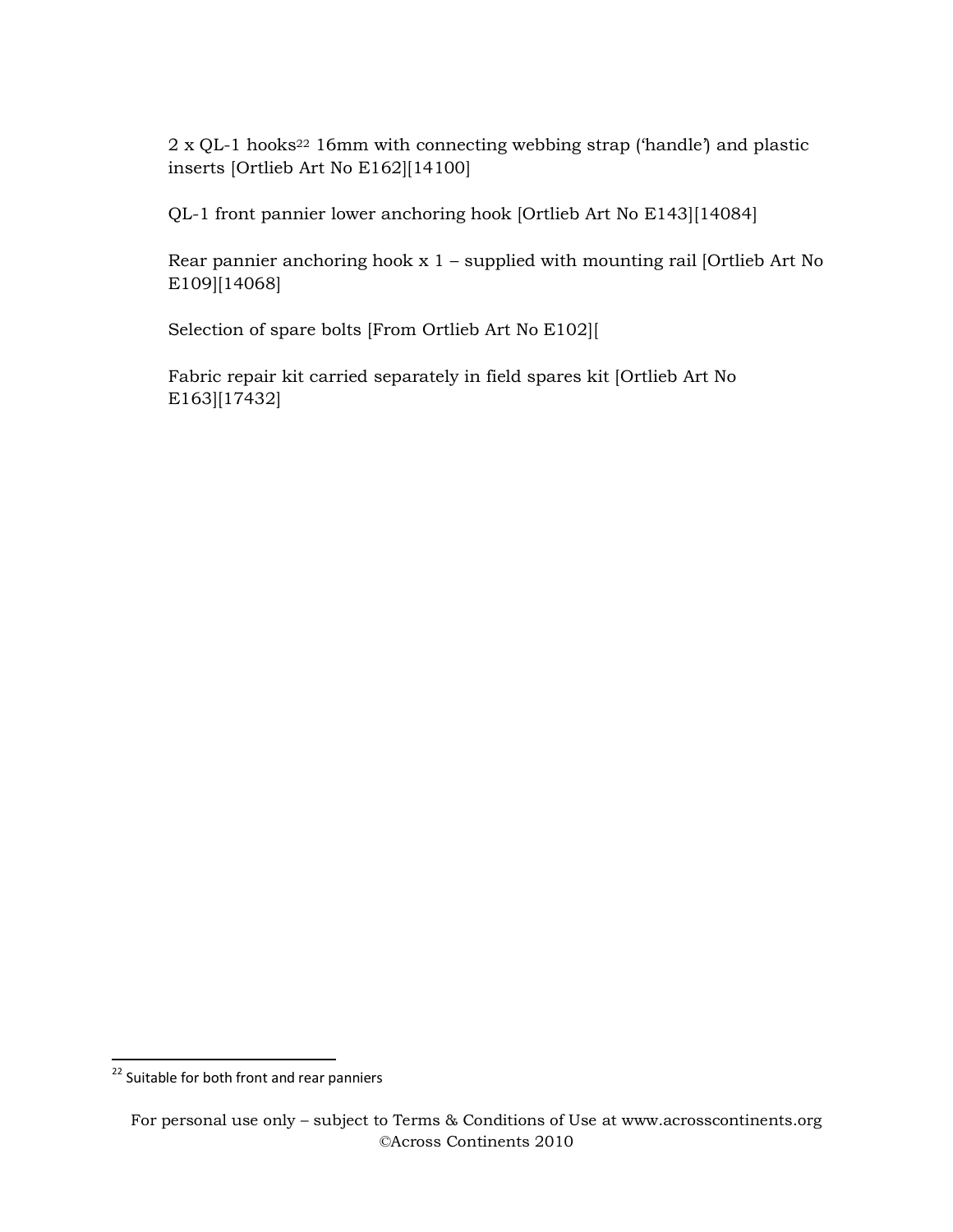2 x QL-1 hooks[22] 16mm with connecting webbing strap ('handle') and plastic inserts [Ortlieb Art No E162][14100]

QL-1 front pannier lower anchoring hook [Ortlieb Art No E143][14084]

Rear pannier anchoring hook x 1 – supplied with mounting rail [Ortlieb Art No E109][14068]

Selection of spare bolts [From Ortlieb Art No E102][

Fabric repair kit carried separately in field spares kit [Ortlieb Art No E163][17432]

[22] Suitable for both front and rear panniers

For personal use only – subject to Terms & Conditions of Use at www.acrosscontinents.org
©Across Continents 2010